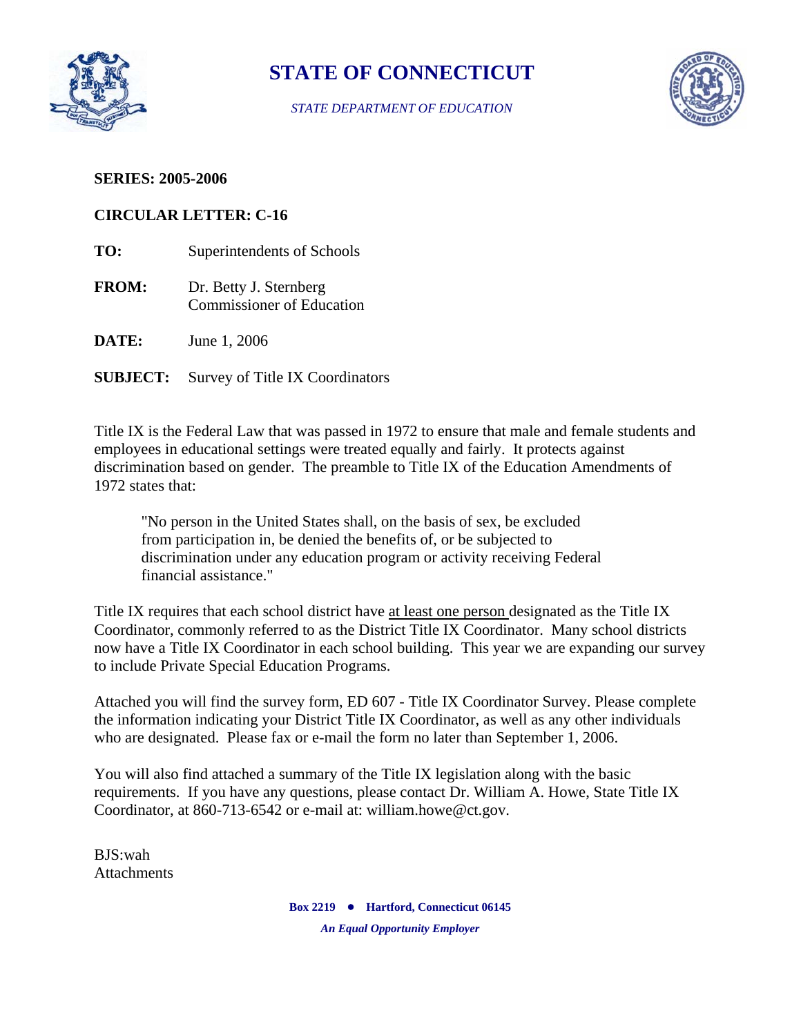# STATE OF CONNECTICUT

*STATE DEPARTMENT OF EDUCATION*

**SERIES: 2005-2006**

**CIRCULAR LETTER: C-16**

**TO:** Superintendents of Schools

**FROM:** Dr. Betty J. Sternberg
Commissioner of Education

**DATE:** June 1, 2006

**SUBJECT:** Survey of Title IX Coordinators

Title IX is the Federal Law that was passed in 1972 to ensure that male and female students and employees in educational settings were treated equally and fairly. It protects against discrimination based on gender. The preamble to Title IX of the Education Amendments of 1972 states that:

> "No person in the United States shall, on the basis of sex, be excluded from participation in, be denied the benefits of, or be subjected to discrimination under any education program or activity receiving Federal financial assistance."

Title IX requires that each school district have at least one person designated as the Title IX Coordinator, commonly referred to as the District Title IX Coordinator. Many school districts now have a Title IX Coordinator in each school building. This year we are expanding our survey to include Private Special Education Programs.

Attached you will find the survey form, ED 607 - Title IX Coordinator Survey. Please complete the information indicating your District Title IX Coordinator, as well as any other individuals who are designated. Please fax or e-mail the form no later than September 1, 2006.

You will also find attached a summary of the Title IX legislation along with the basic requirements. If you have any questions, please contact Dr. William A. Howe, State Title IX Coordinator, at 860-713-6542 or e-mail at: william.howe@ct.gov.

BJS:wah
Attachments

**Box 2219 • Hartford, Connecticut 06145**

***An Equal Opportunity Employer***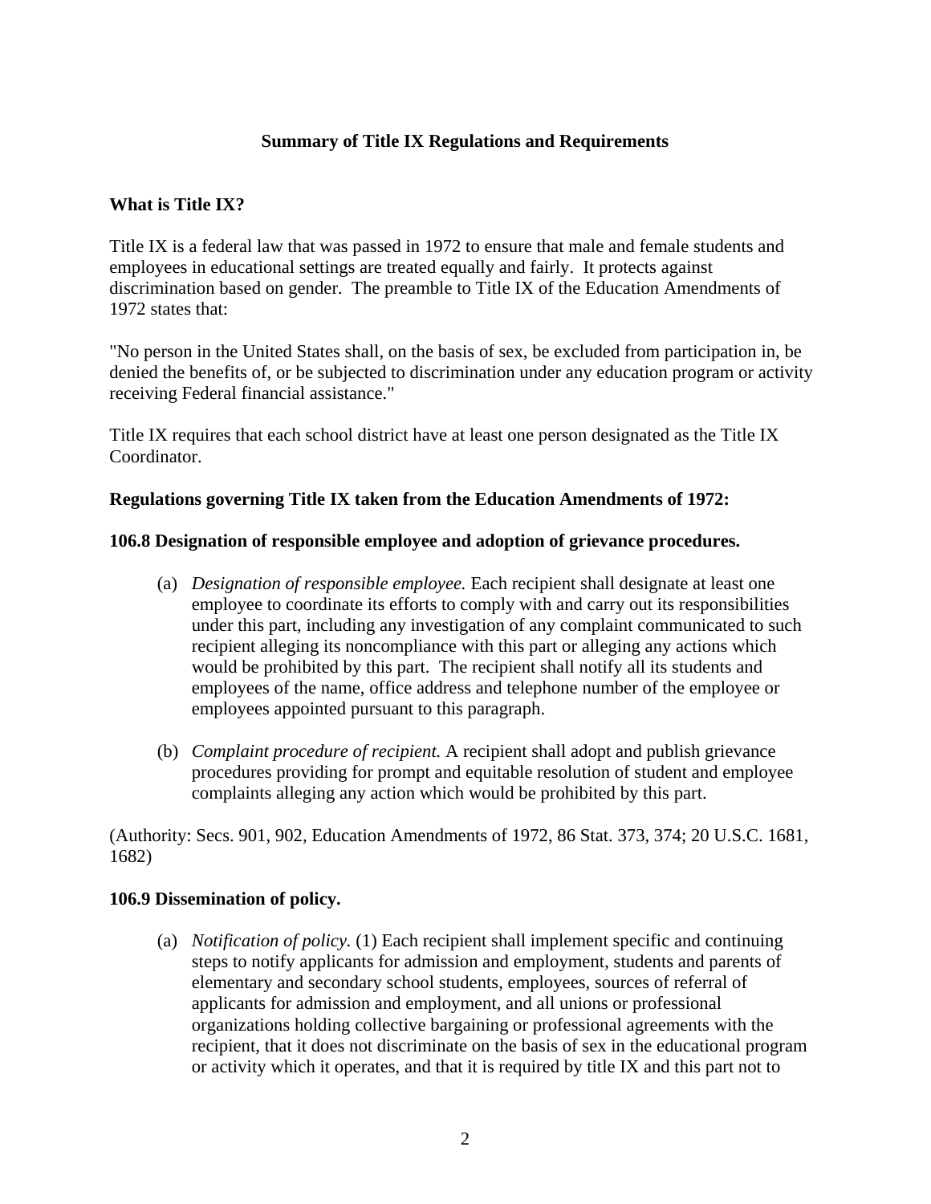## Summary of Title IX Regulations and Requirements

### What is Title IX?

Title IX is a federal law that was passed in 1972 to ensure that male and female students and employees in educational settings are treated equally and fairly. It protects against discrimination based on gender. The preamble to Title IX of the Education Amendments of 1972 states that:

"No person in the United States shall, on the basis of sex, be excluded from participation in, be denied the benefits of, or be subjected to discrimination under any education program or activity receiving Federal financial assistance."

Title IX requires that each school district have at least one person designated as the Title IX Coordinator.

### Regulations governing Title IX taken from the Education Amendments of 1972:

### 106.8 Designation of responsible employee and adoption of grievance procedures.

(a) *Designation of responsible employee.* Each recipient shall designate at least one employee to coordinate its efforts to comply with and carry out its responsibilities under this part, including any investigation of any complaint communicated to such recipient alleging its noncompliance with this part or alleging any actions which would be prohibited by this part. The recipient shall notify all its students and employees of the name, office address and telephone number of the employee or employees appointed pursuant to this paragraph.

(b) *Complaint procedure of recipient.* A recipient shall adopt and publish grievance procedures providing for prompt and equitable resolution of student and employee complaints alleging any action which would be prohibited by this part.

(Authority: Secs. 901, 902, Education Amendments of 1972, 86 Stat. 373, 374; 20 U.S.C. 1681, 1682)

### 106.9 Dissemination of policy.

(a) *Notification of policy.* (1) Each recipient shall implement specific and continuing steps to notify applicants for admission and employment, students and parents of elementary and secondary school students, employees, sources of referral of applicants for admission and employment, and all unions or professional organizations holding collective bargaining or professional agreements with the recipient, that it does not discriminate on the basis of sex in the educational program or activity which it operates, and that it is required by title IX and this part not to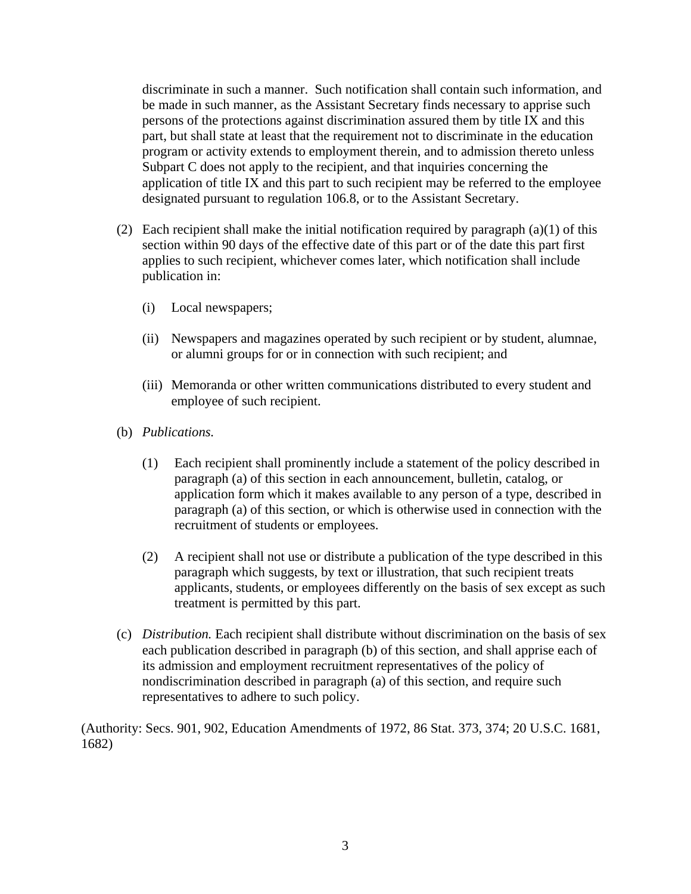discriminate in such a manner. Such notification shall contain such information, and be made in such manner, as the Assistant Secretary finds necessary to apprise such persons of the protections against discrimination assured them by title IX and this part, but shall state at least that the requirement not to discriminate in the education program or activity extends to employment therein, and to admission thereto unless Subpart C does not apply to the recipient, and that inquiries concerning the application of title IX and this part to such recipient may be referred to the employee designated pursuant to regulation 106.8, or to the Assistant Secretary.

(2) Each recipient shall make the initial notification required by paragraph (a)(1) of this section within 90 days of the effective date of this part or of the date this part first applies to such recipient, whichever comes later, which notification shall include publication in:

   (i) Local newspapers;

   (ii) Newspapers and magazines operated by such recipient or by student, alumnae, or alumni groups for or in connection with such recipient; and

   (iii) Memoranda or other written communications distributed to every student and employee of such recipient.

(b) *Publications.*

   (1) Each recipient shall prominently include a statement of the policy described in paragraph (a) of this section in each announcement, bulletin, catalog, or application form which it makes available to any person of a type, described in paragraph (a) of this section, or which is otherwise used in connection with the recruitment of students or employees.

   (2) A recipient shall not use or distribute a publication of the type described in this paragraph which suggests, by text or illustration, that such recipient treats applicants, students, or employees differently on the basis of sex except as such treatment is permitted by this part.

(c) *Distribution.* Each recipient shall distribute without discrimination on the basis of sex each publication described in paragraph (b) of this section, and shall apprise each of its admission and employment recruitment representatives of the policy of nondiscrimination described in paragraph (a) of this section, and require such representatives to adhere to such policy.

(Authority: Secs. 901, 902, Education Amendments of 1972, 86 Stat. 373, 374; 20 U.S.C. 1681, 1682)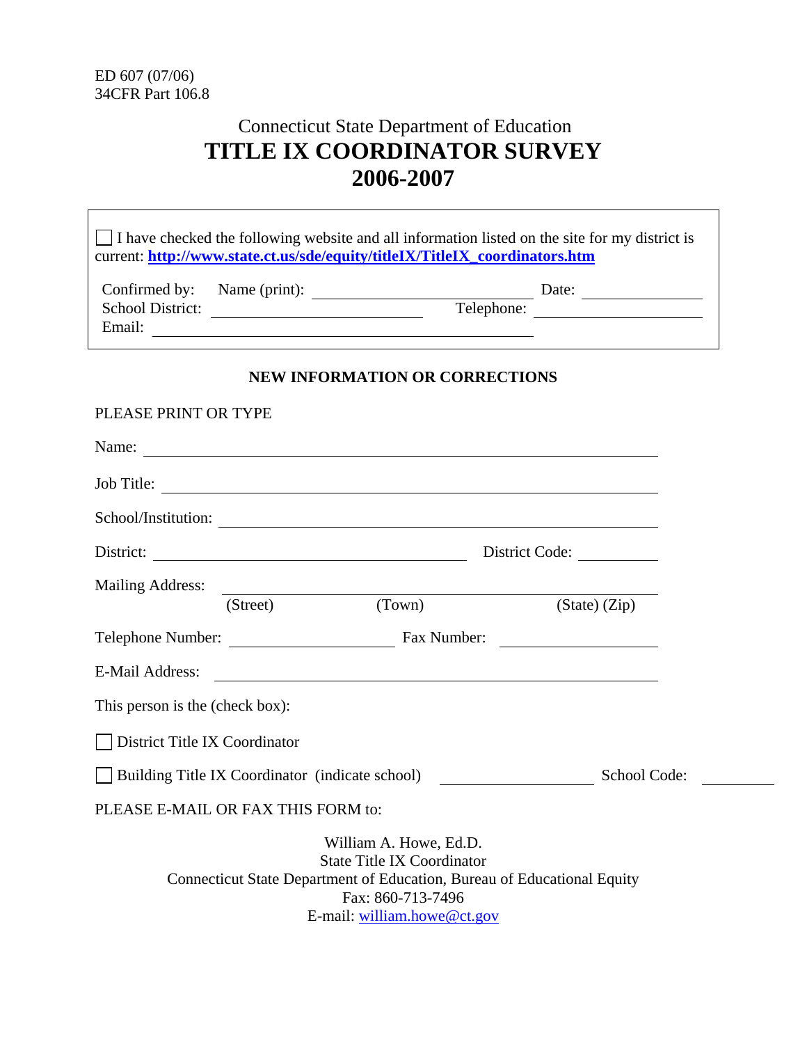ED 607 (07/06)
34CFR Part 106.8

# Connecticut State Department of Education
# TITLE IX COORDINATOR SURVEY
# 2006-2007

☐ I have checked the following website and all information listed on the site for my district is current: **http://www.state.ct.us/sde/equity/titleIX/TitleIX_coordinators.htm**

Confirmed by: Name (print): ______________________ Date: ____________
School District: ______________________ Telephone: ______________
Email: ______________________________

## NEW INFORMATION OR CORRECTIONS

PLEASE PRINT OR TYPE

Name: ______________________________________________

Job Title: ______________________________________________

School/Institution: ______________________________________________

District: ______________________________ District Code: __________

Mailing Address: ______________________________________________
(Street) (Town) (State) (Zip)

Telephone Number: ________________ Fax Number: ________________

E-Mail Address: ______________________________________________

This person is the (check box):

☐ District Title IX Coordinator

☐ Building Title IX Coordinator (indicate school) ________________ School Code: __________

PLEASE E-MAIL OR FAX THIS FORM to:

William A. Howe, Ed.D.
State Title IX Coordinator
Connecticut State Department of Education, Bureau of Educational Equity
Fax: 860-713-7496
E-mail: william.howe@ct.gov